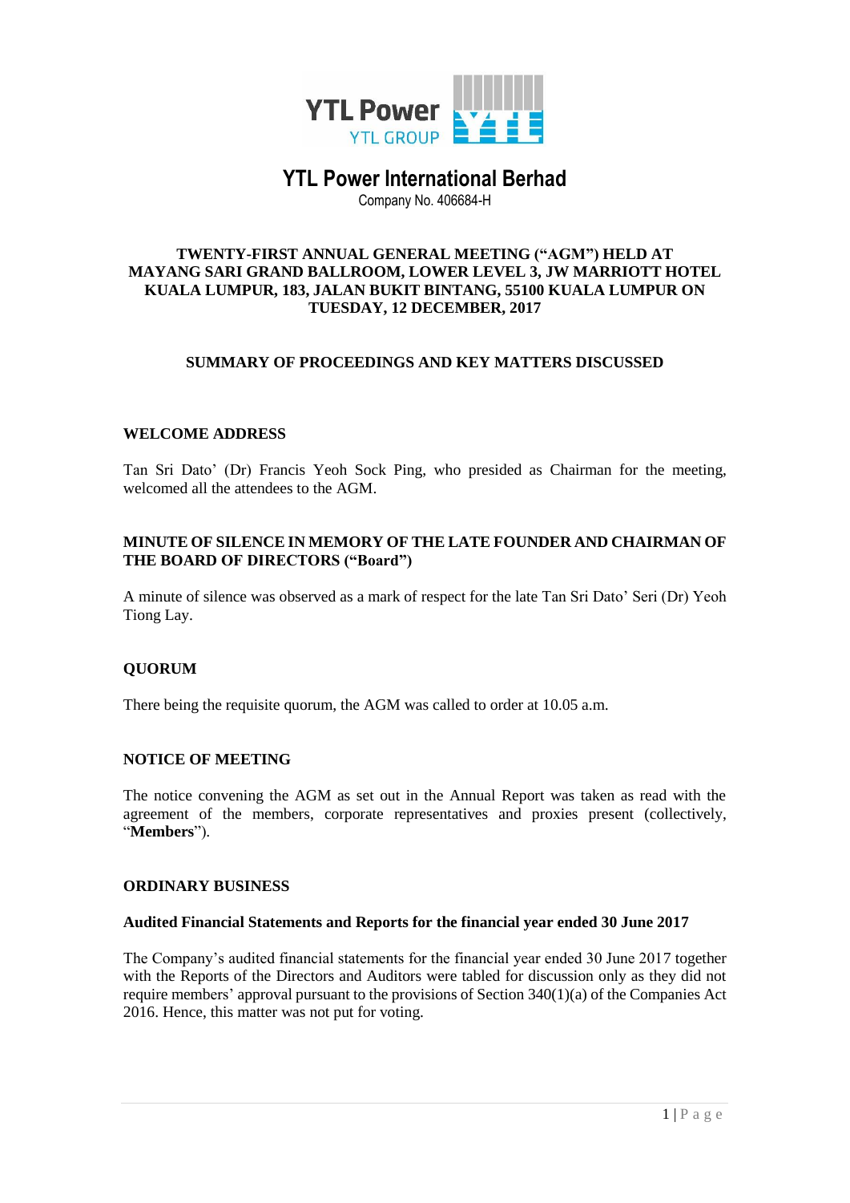# YTL Power International Berhad

Company No. 406684-H

## TWENTY-FIRST ANNUAL GENERAL MEETING ("AGM") HELD AT MAYANG SARI GRAND BALLROOM, LOWER LEVEL 3, JW MARRIOTT HOTEL KUALA LUMPUR, 183, JALAN BUKIT BINTANG, 55100 KUALA LUMPUR ON TUESDAY, 12 DECEMBER, 2017

## SUMMARY OF PROCEEDINGS AND KEY MATTERS DISCUSSED

### WELCOME ADDRESS

Tan Sri Dato' (Dr) Francis Yeoh Sock Ping, who presided as Chairman for the meeting, welcomed all the attendees to the AGM.

### MINUTE OF SILENCE IN MEMORY OF THE LATE FOUNDER AND CHAIRMAN OF THE BOARD OF DIRECTORS ("Board")

A minute of silence was observed as a mark of respect for the late Tan Sri Dato' Seri (Dr) Yeoh Tiong Lay.

### QUORUM

There being the requisite quorum, the AGM was called to order at 10.05 a.m.

### NOTICE OF MEETING

The notice convening the AGM as set out in the Annual Report was taken as read with the agreement of the members, corporate representatives and proxies present (collectively, "**Members**").

### ORDINARY BUSINESS

#### Audited Financial Statements and Reports for the financial year ended 30 June 2017

The Company's audited financial statements for the financial year ended 30 June 2017 together with the Reports of the Directors and Auditors were tabled for discussion only as they did not require members' approval pursuant to the provisions of Section 340(1)(a) of the Companies Act 2016. Hence, this matter was not put for voting.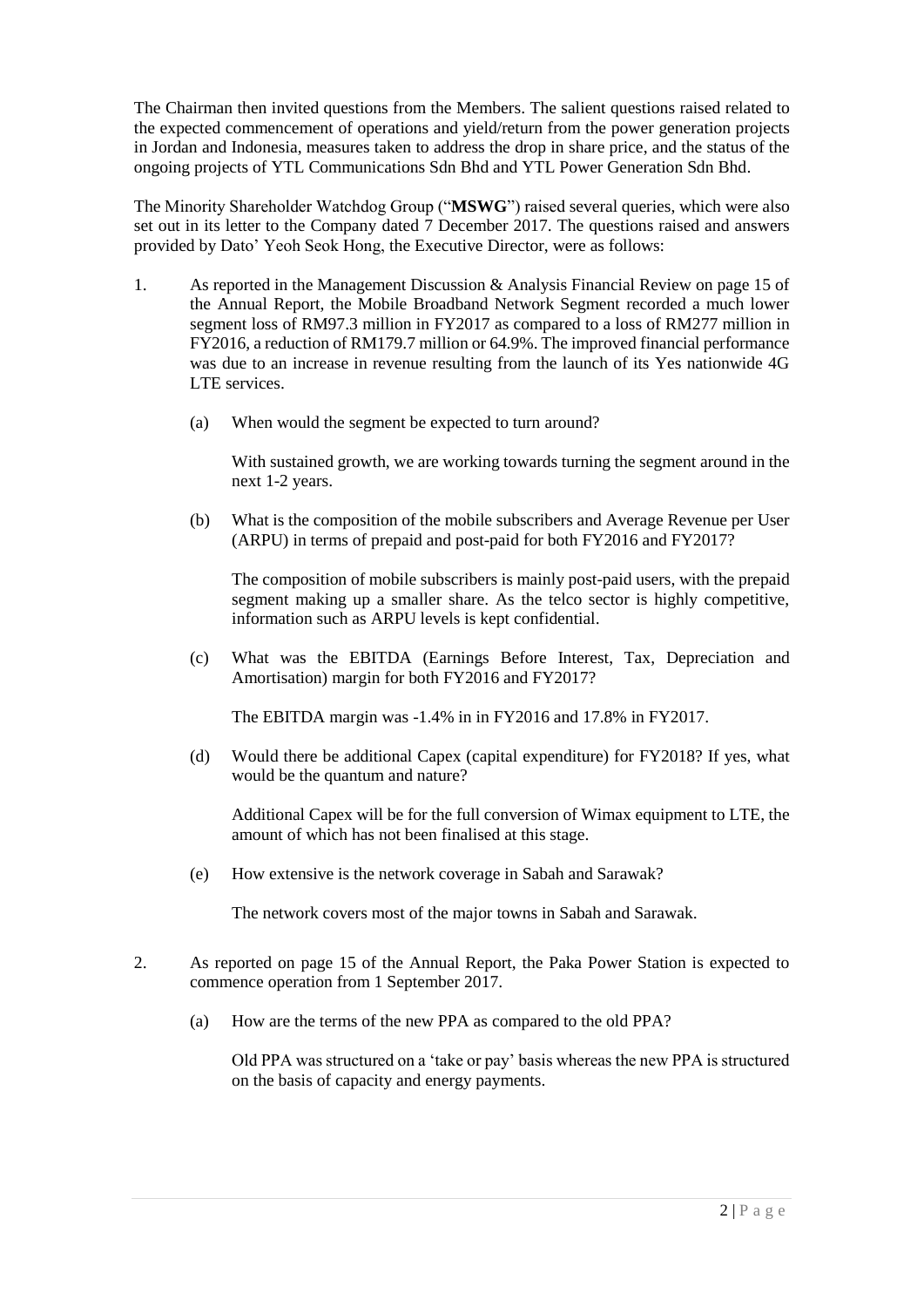The Chairman then invited questions from the Members. The salient questions raised related to the expected commencement of operations and yield/return from the power generation projects in Jordan and Indonesia, measures taken to address the drop in share price, and the status of the ongoing projects of YTL Communications Sdn Bhd and YTL Power Generation Sdn Bhd.

The Minority Shareholder Watchdog Group ("**MSWG**") raised several queries, which were also set out in its letter to the Company dated 7 December 2017. The questions raised and answers provided by Dato' Yeoh Seok Hong, the Executive Director, were as follows:

1. As reported in the Management Discussion & Analysis Financial Review on page 15 of the Annual Report, the Mobile Broadband Network Segment recorded a much lower segment loss of RM97.3 million in FY2017 as compared to a loss of RM277 million in FY2016, a reduction of RM179.7 million or 64.9%. The improved financial performance was due to an increase in revenue resulting from the launch of its Yes nationwide 4G LTE services.

   (a) When would the segment be expected to turn around?

   With sustained growth, we are working towards turning the segment around in the next 1-2 years.

   (b) What is the composition of the mobile subscribers and Average Revenue per User (ARPU) in terms of prepaid and post-paid for both FY2016 and FY2017?

   The composition of mobile subscribers is mainly post-paid users, with the prepaid segment making up a smaller share. As the telco sector is highly competitive, information such as ARPU levels is kept confidential.

   (c) What was the EBITDA (Earnings Before Interest, Tax, Depreciation and Amortisation) margin for both FY2016 and FY2017?

   The EBITDA margin was -1.4% in in FY2016 and 17.8% in FY2017.

   (d) Would there be additional Capex (capital expenditure) for FY2018? If yes, what would be the quantum and nature?

   Additional Capex will be for the full conversion of Wimax equipment to LTE, the amount of which has not been finalised at this stage.

   (e) How extensive is the network coverage in Sabah and Sarawak?

   The network covers most of the major towns in Sabah and Sarawak.

2. As reported on page 15 of the Annual Report, the Paka Power Station is expected to commence operation from 1 September 2017.

   (a) How are the terms of the new PPA as compared to the old PPA?

   Old PPA was structured on a 'take or pay' basis whereas the new PPA is structured on the basis of capacity and energy payments.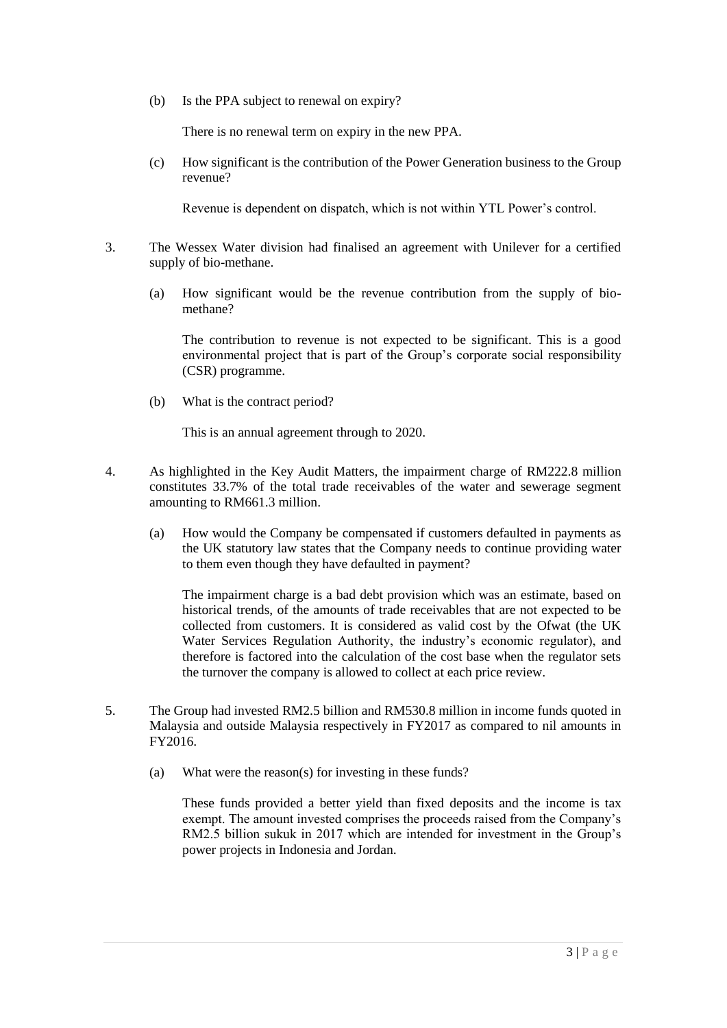(b) Is the PPA subject to renewal on expiry?

There is no renewal term on expiry in the new PPA.

(c) How significant is the contribution of the Power Generation business to the Group revenue?

Revenue is dependent on dispatch, which is not within YTL Power's control.

3. The Wessex Water division had finalised an agreement with Unilever for a certified supply of bio-methane.

(a) How significant would be the revenue contribution from the supply of bio-methane?

The contribution to revenue is not expected to be significant. This is a good environmental project that is part of the Group's corporate social responsibility (CSR) programme.

(b) What is the contract period?

This is an annual agreement through to 2020.

4. As highlighted in the Key Audit Matters, the impairment charge of RM222.8 million constitutes 33.7% of the total trade receivables of the water and sewerage segment amounting to RM661.3 million.

(a) How would the Company be compensated if customers defaulted in payments as the UK statutory law states that the Company needs to continue providing water to them even though they have defaulted in payment?

The impairment charge is a bad debt provision which was an estimate, based on historical trends, of the amounts of trade receivables that are not expected to be collected from customers. It is considered as valid cost by the Ofwat (the UK Water Services Regulation Authority, the industry's economic regulator), and therefore is factored into the calculation of the cost base when the regulator sets the turnover the company is allowed to collect at each price review.

5. The Group had invested RM2.5 billion and RM530.8 million in income funds quoted in Malaysia and outside Malaysia respectively in FY2017 as compared to nil amounts in FY2016.

(a) What were the reason(s) for investing in these funds?

These funds provided a better yield than fixed deposits and the income is tax exempt. The amount invested comprises the proceeds raised from the Company's RM2.5 billion sukuk in 2017 which are intended for investment in the Group's power projects in Indonesia and Jordan.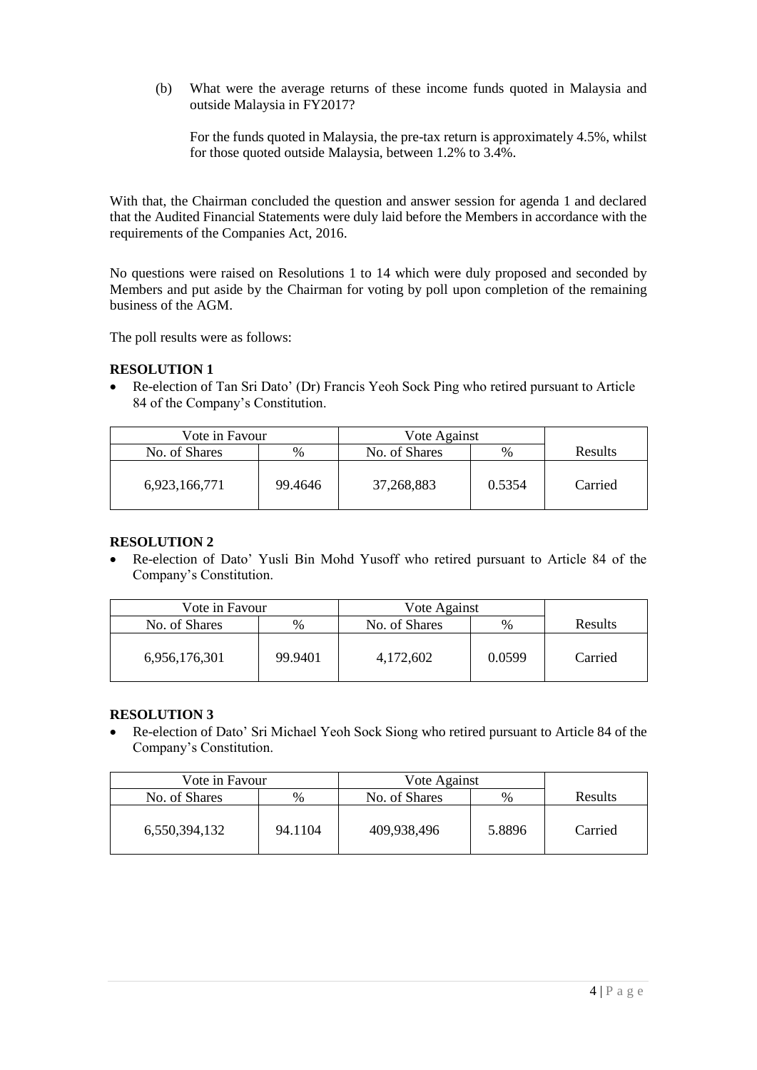(b) What were the average returns of these income funds quoted in Malaysia and outside Malaysia in FY2017?

For the funds quoted in Malaysia, the pre-tax return is approximately 4.5%, whilst for those quoted outside Malaysia, between 1.2% to 3.4%.

With that, the Chairman concluded the question and answer session for agenda 1 and declared that the Audited Financial Statements were duly laid before the Members in accordance with the requirements of the Companies Act, 2016.

No questions were raised on Resolutions 1 to 14 which were duly proposed and seconded by Members and put aside by the Chairman for voting by poll upon completion of the remaining business of the AGM.

The poll results were as follows:

**RESOLUTION 1**

- Re-election of Tan Sri Dato' (Dr) Francis Yeoh Sock Ping who retired pursuant to Article 84 of the Company's Constitution.

| Vote in Favour | | Vote Against | | |
|---|---|---|---|---|
| No. of Shares | % | No. of Shares | % | Results |
| 6,923,166,771 | 99.4646 | 37,268,883 | 0.5354 | Carried |

**RESOLUTION 2**

- Re-election of Dato' Yusli Bin Mohd Yusoff who retired pursuant to Article 84 of the Company's Constitution.

| Vote in Favour | | Vote Against | | |
|---|---|---|---|---|
| No. of Shares | % | No. of Shares | % | Results |
| 6,956,176,301 | 99.9401 | 4,172,602 | 0.0599 | Carried |

**RESOLUTION 3**

- Re-election of Dato' Sri Michael Yeoh Sock Siong who retired pursuant to Article 84 of the Company's Constitution.

| Vote in Favour | | Vote Against | | |
|---|---|---|---|---|
| No. of Shares | % | No. of Shares | % | Results |
| 6,550,394,132 | 94.1104 | 409,938,496 | 5.8896 | Carried |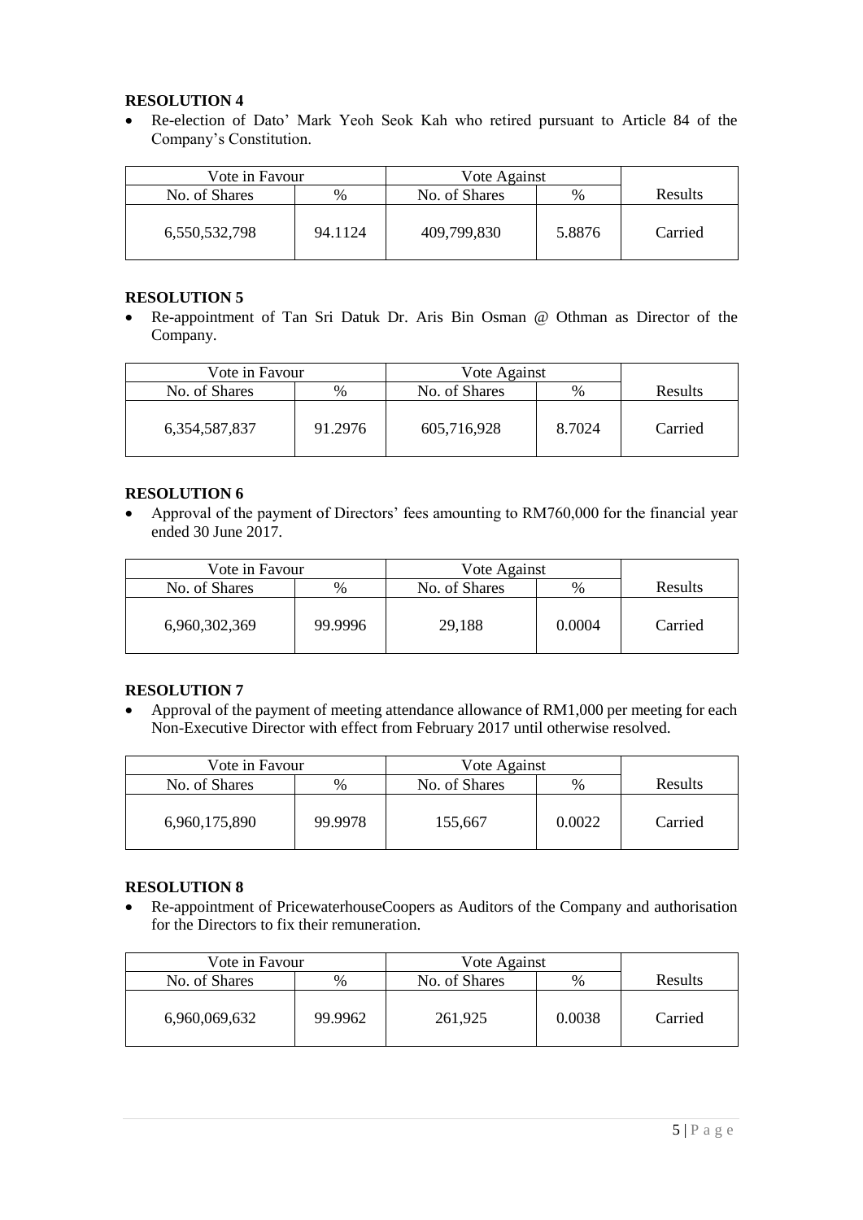**RESOLUTION 4**

- Re-election of Dato' Mark Yeoh Seok Kah who retired pursuant to Article 84 of the Company's Constitution.

| Vote in Favour | | Vote Against | | |
|---|---|---|---|---|
| No. of Shares | % | No. of Shares | % | Results |
| 6,550,532,798 | 94.1124 | 409,799,830 | 5.8876 | Carried |

**RESOLUTION 5**

- Re-appointment of Tan Sri Datuk Dr. Aris Bin Osman @ Othman as Director of the Company.

| Vote in Favour | | Vote Against | | |
|---|---|---|---|---|
| No. of Shares | % | No. of Shares | % | Results |
| 6,354,587,837 | 91.2976 | 605,716,928 | 8.7024 | Carried |

**RESOLUTION 6**

- Approval of the payment of Directors' fees amounting to RM760,000 for the financial year ended 30 June 2017.

| Vote in Favour | | Vote Against | | |
|---|---|---|---|---|
| No. of Shares | % | No. of Shares | % | Results |
| 6,960,302,369 | 99.9996 | 29,188 | 0.0004 | Carried |

**RESOLUTION 7**

- Approval of the payment of meeting attendance allowance of RM1,000 per meeting for each Non-Executive Director with effect from February 2017 until otherwise resolved.

| Vote in Favour | | Vote Against | | |
|---|---|---|---|---|
| No. of Shares | % | No. of Shares | % | Results |
| 6,960,175,890 | 99.9978 | 155,667 | 0.0022 | Carried |

**RESOLUTION 8**

- Re-appointment of PricewaterhouseCoopers as Auditors of the Company and authorisation for the Directors to fix their remuneration.

| Vote in Favour | | Vote Against | | |
|---|---|---|---|---|
| No. of Shares | % | No. of Shares | % | Results |
| 6,960,069,632 | 99.9962 | 261,925 | 0.0038 | Carried |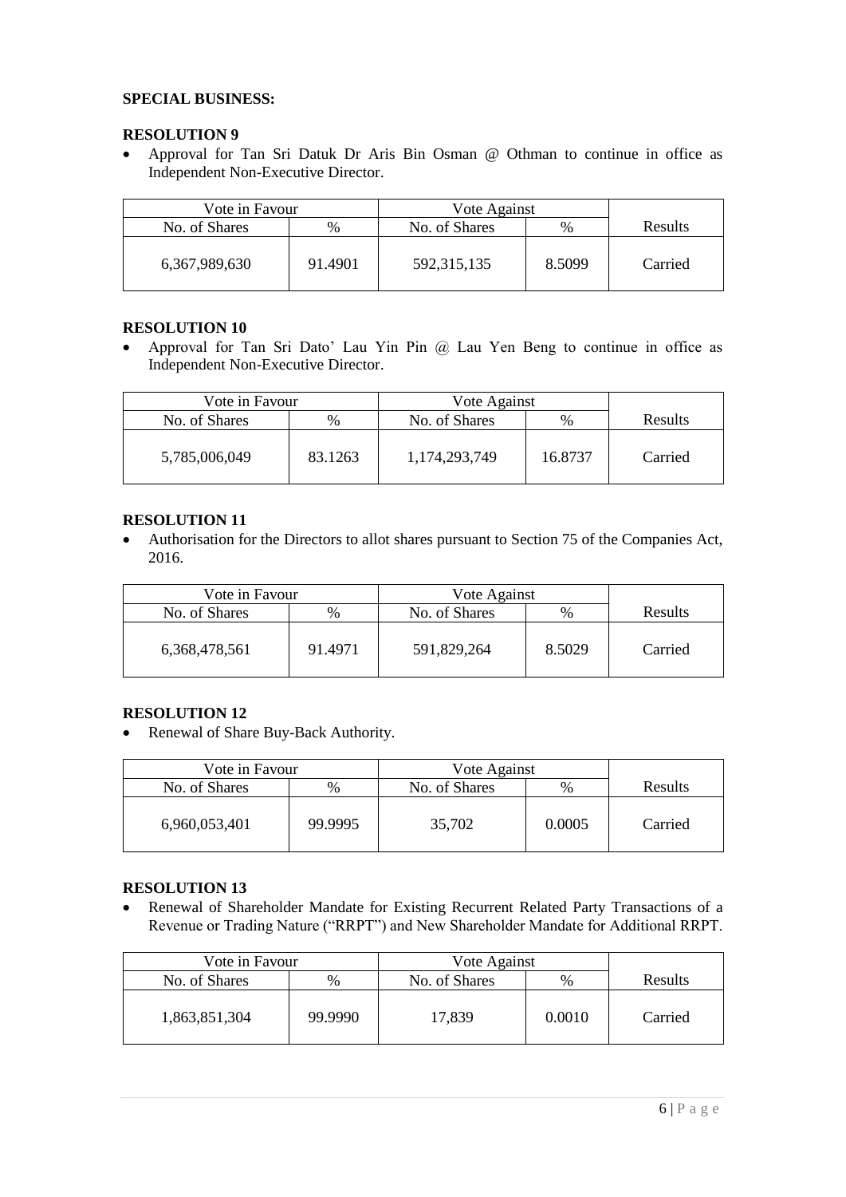**SPECIAL BUSINESS:**

**RESOLUTION 9**

- Approval for Tan Sri Datuk Dr Aris Bin Osman @ Othman to continue in office as Independent Non-Executive Director.

| Vote in Favour | | Vote Against | | |
|---|---|---|---|---|
| No. of Shares | % | No. of Shares | % | Results |
| 6,367,989,630 | 91.4901 | 592,315,135 | 8.5099 | Carried |

**RESOLUTION 10**

- Approval for Tan Sri Dato' Lau Yin Pin @ Lau Yen Beng to continue in office as Independent Non-Executive Director.

| Vote in Favour | | Vote Against | | |
|---|---|---|---|---|
| No. of Shares | % | No. of Shares | % | Results |
| 5,785,006,049 | 83.1263 | 1,174,293,749 | 16.8737 | Carried |

**RESOLUTION 11**

- Authorisation for the Directors to allot shares pursuant to Section 75 of the Companies Act, 2016.

| Vote in Favour | | Vote Against | | |
|---|---|---|---|---|
| No. of Shares | % | No. of Shares | % | Results |
| 6,368,478,561 | 91.4971 | 591,829,264 | 8.5029 | Carried |

**RESOLUTION 12**

- Renewal of Share Buy-Back Authority.

| Vote in Favour | | Vote Against | | |
|---|---|---|---|---|
| No. of Shares | % | No. of Shares | % | Results |
| 6,960,053,401 | 99.9995 | 35,702 | 0.0005 | Carried |

**RESOLUTION 13**

- Renewal of Shareholder Mandate for Existing Recurrent Related Party Transactions of a Revenue or Trading Nature ("RRPT") and New Shareholder Mandate for Additional RRPT.

| Vote in Favour | | Vote Against | | |
|---|---|---|---|---|
| No. of Shares | % | No. of Shares | % | Results |
| 1,863,851,304 | 99.9990 | 17,839 | 0.0010 | Carried |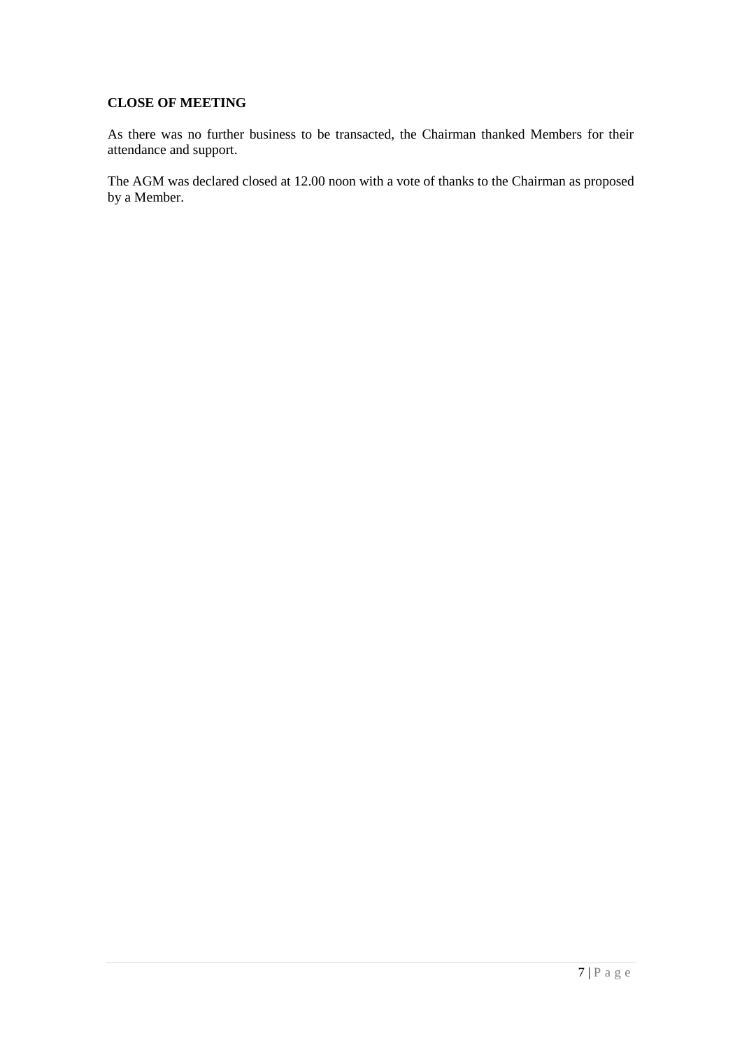**CLOSE OF MEETING**

As there was no further business to be transacted, the Chairman thanked Members for their attendance and support.

The AGM was declared closed at 12.00 noon with a vote of thanks to the Chairman as proposed by a Member.